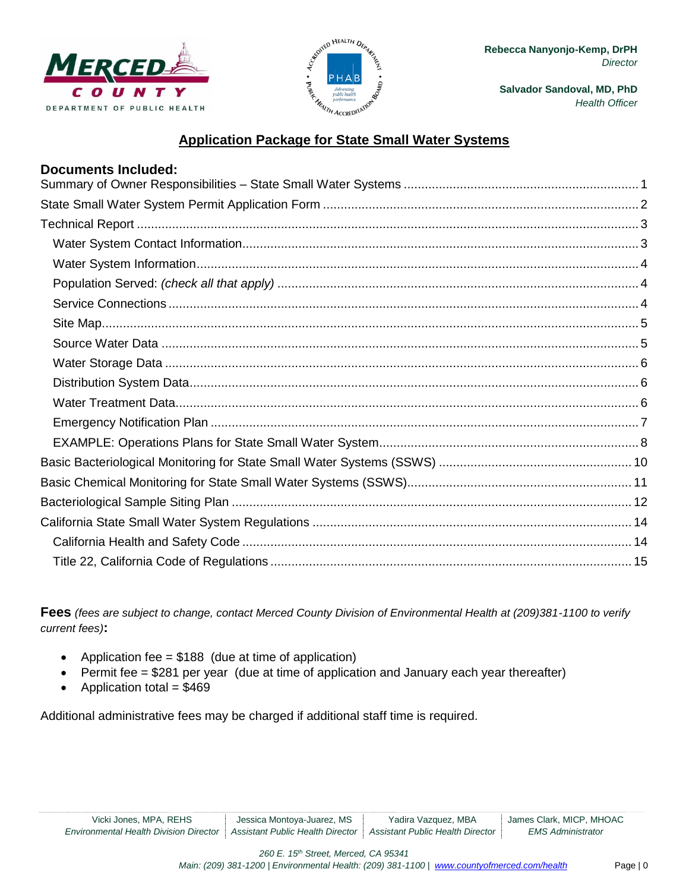Rebecca Nanyonjo-Kemp, DrPH
*Director*

Salvador Sandoval, MD, PhD
*Health Officer*

# Application Package for State Small Water Systems

## Documents Included:

- Summary of Owner Responsibilities – State Small Water Systems .......... 1
- State Small Water System Permit Application Form .......... 2
- Technical Report .......... 3
  - Water System Contact Information .......... 3
  - Water System Information .......... 4
  - Population Served: *(check all that apply)* .......... 4
  - Service Connections .......... 4
  - Site Map .......... 5
  - Source Water Data .......... 5
  - Water Storage Data .......... 6
  - Distribution System Data .......... 6
  - Water Treatment Data .......... 6
  - Emergency Notification Plan .......... 7
  - EXAMPLE: Operations Plans for State Small Water System .......... 8
- Basic Bacteriological Monitoring for State Small Water Systems (SSWS) .......... 10
- Basic Chemical Monitoring for State Small Water Systems (SSWS) .......... 11
- Bacteriological Sample Siting Plan .......... 12
- California State Small Water System Regulations .......... 14
  - California Health and Safety Code .......... 14
  - Title 22, California Code of Regulations .......... 15

**Fees** *(fees are subject to change, contact Merced County Division of Environmental Health at (209)381-1100 to verify current fees)***:**

- Application fee = $188 (due at time of application)
- Permit fee = $281 per year (due at time of application and January each year thereafter)
- Application total = $469

Additional administrative fees may be charged if additional staff time is required.

Vicki Jones, MPA, REHS, *Environmental Health Division Director* | Jessica Montoya-Juarez, MS, *Assistant Public Health Director* | Yadira Vazquez, MBA, *Assistant Public Health Director* | James Clark, MICP, MHOAC, *EMS Administrator*

*260 E. 15th Street, Merced, CA 95341*
*Main: (209) 381-1200 | Environmental Health: (209) 381-1100 | www.countyofmerced.com/health*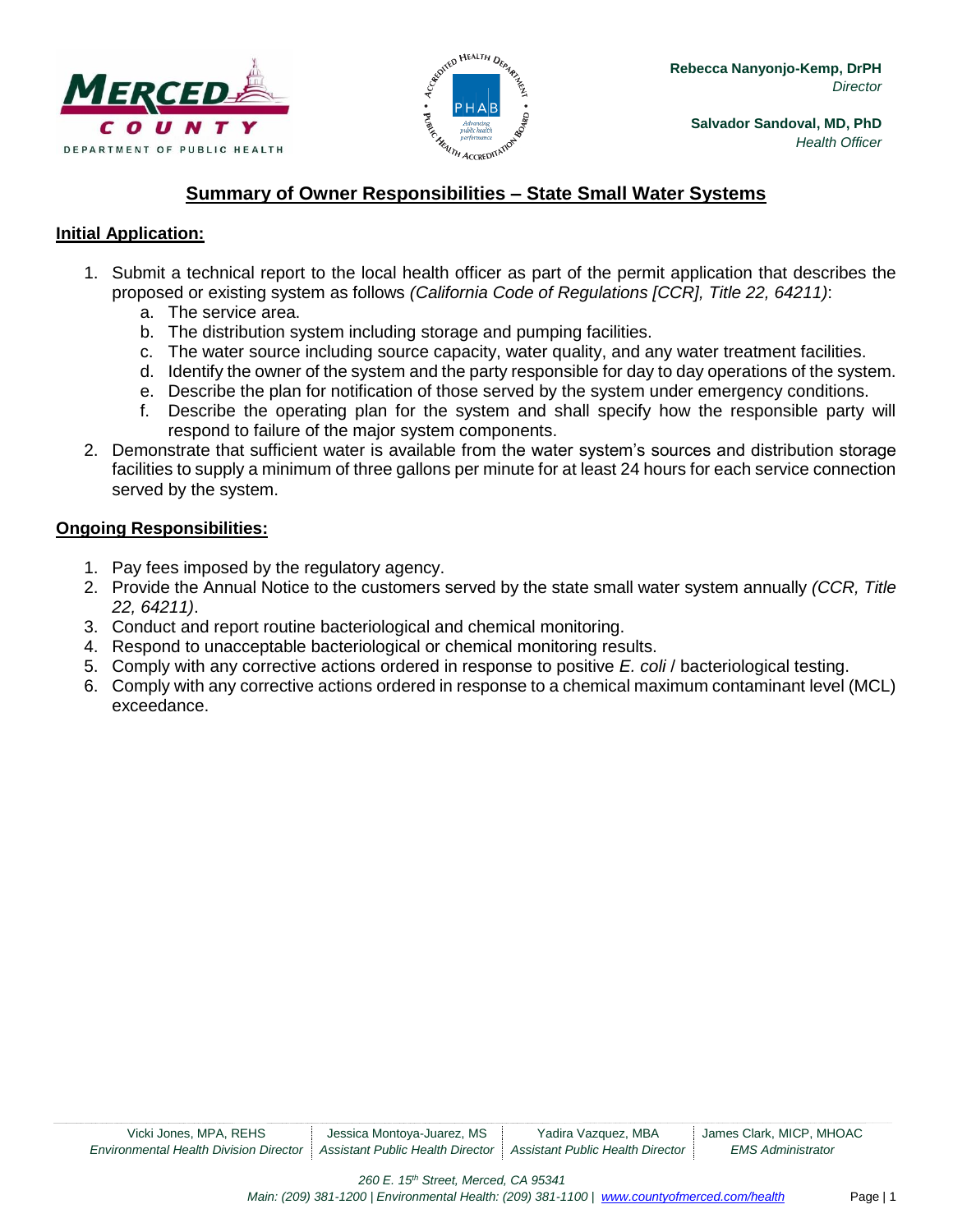Rebecca Nanyonjo-Kemp, DrPH
*Director*

Salvador Sandoval, MD, PhD
*Health Officer*

# Summary of Owner Responsibilities – State Small Water Systems

## Initial Application:

1. Submit a technical report to the local health officer as part of the permit application that describes the proposed or existing system as follows *(California Code of Regulations [CCR], Title 22, 64211)*:
   a. The service area.
   b. The distribution system including storage and pumping facilities.
   c. The water source including source capacity, water quality, and any water treatment facilities.
   d. Identify the owner of the system and the party responsible for day to day operations of the system.
   e. Describe the plan for notification of those served by the system under emergency conditions.
   f. Describe the operating plan for the system and shall specify how the responsible party will respond to failure of the major system components.
2. Demonstrate that sufficient water is available from the water system's sources and distribution storage facilities to supply a minimum of three gallons per minute for at least 24 hours for each service connection served by the system.

## Ongoing Responsibilities:

1. Pay fees imposed by the regulatory agency.
2. Provide the Annual Notice to the customers served by the state small water system annually *(CCR, Title 22, 64211)*.
3. Conduct and report routine bacteriological and chemical monitoring.
4. Respond to unacceptable bacteriological or chemical monitoring results.
5. Comply with any corrective actions ordered in response to positive *E. coli* / bacteriological testing.
6. Comply with any corrective actions ordered in response to a chemical maximum contaminant level (MCL) exceedance.

| Vicki Jones, MPA, REHS | Jessica Montoya-Juarez, MS | Yadira Vazquez, MBA | James Clark, MICP, MHOAC |
| --- | --- | --- | --- |
| *Environmental Health Division Director* | *Assistant Public Health Director* | *Assistant Public Health Director* | *EMS Administrator* |

*260 E. 15th Street, Merced, CA 95341*
*Main: (209) 381-1200 | Environmental Health: (209) 381-1100 | www.countyofmerced.com/health*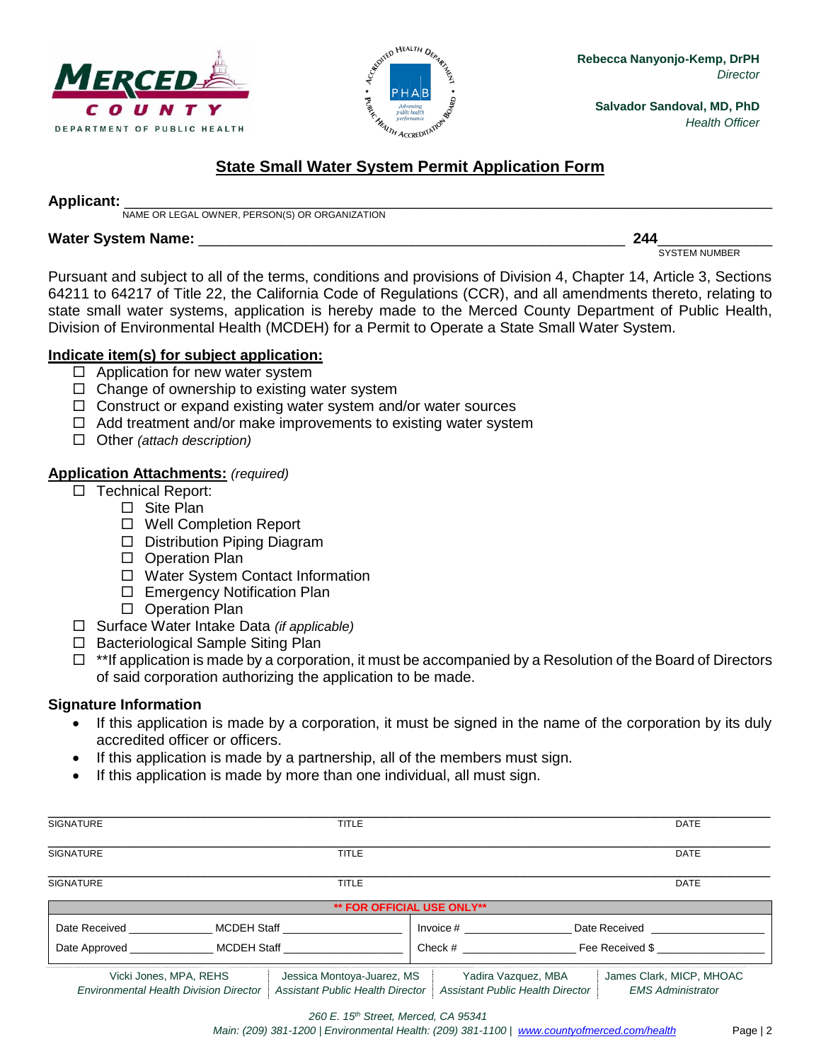**Rebecca Nanyonjo-Kemp, DrPH**
*Director*

**Salvador Sandoval, MD, PhD**
*Health Officer*

## State Small Water System Permit Application Form

**Applicant:** ____________________________________________
NAME OR LEGAL OWNER, PERSON(S) OR ORGANIZATION

**Water System Name:** ____________________________________ **244**__________
SYSTEM NUMBER

Pursuant and subject to all of the terms, conditions and provisions of Division 4, Chapter 14, Article 3, Sections 64211 to 64217 of Title 22, the California Code of Regulations (CCR), and all amendments thereto, relating to state small water systems, application is hereby made to the Merced County Department of Public Health, Division of Environmental Health (MCDEH) for a Permit to Operate a State Small Water System.

**Indicate item(s) for subject application:**

- ☐ Application for new water system
- ☐ Change of ownership to existing water system
- ☐ Construct or expand existing water system and/or water sources
- ☐ Add treatment and/or make improvements to existing water system
- ☐ Other *(attach description)*

**Application Attachments:** *(required)*

- ☐ Technical Report:
  - ☐ Site Plan
  - ☐ Well Completion Report
  - ☐ Distribution Piping Diagram
  - ☐ Operation Plan
  - ☐ Water System Contact Information
  - ☐ Emergency Notification Plan
  - ☐ Operation Plan
- ☐ Surface Water Intake Data *(if applicable)*
- ☐ Bacteriological Sample Siting Plan
- ☐ **If application is made by a corporation, it must be accompanied by a Resolution of the Board of Directors of said corporation authorizing the application to be made.

**Signature Information**

- If this application is made by a corporation, it must be signed in the name of the corporation by its duly accredited officer or officers.
- If this application is made by a partnership, all of the members must sign.
- If this application is made by more than one individual, all must sign.

| SIGNATURE | TITLE | DATE |
|---|---|---|
| SIGNATURE | TITLE | DATE |
| SIGNATURE | TITLE | DATE |

| ** FOR OFFICIAL USE ONLY** | |
|---|---|
| Date Received ________ MCDEH Staff ________ | Invoice # ________ Date Received ________ |
| Date Approved ________ MCDEH Staff ________ | Check # ________ Fee Received $ ________ |

Vicki Jones, MPA, REHS — *Environmental Health Division Director* | Jessica Montoya-Juarez, MS — *Assistant Public Health Director* | Yadira Vazquez, MBA — *Assistant Public Health Director* | James Clark, MICP, MHOAC — *EMS Administrator*

*260 E. 15th Street, Merced, CA 95341*
*Main: (209) 381-1200 | Environmental Health: (209) 381-1100 | www.countyofmerced.com/health*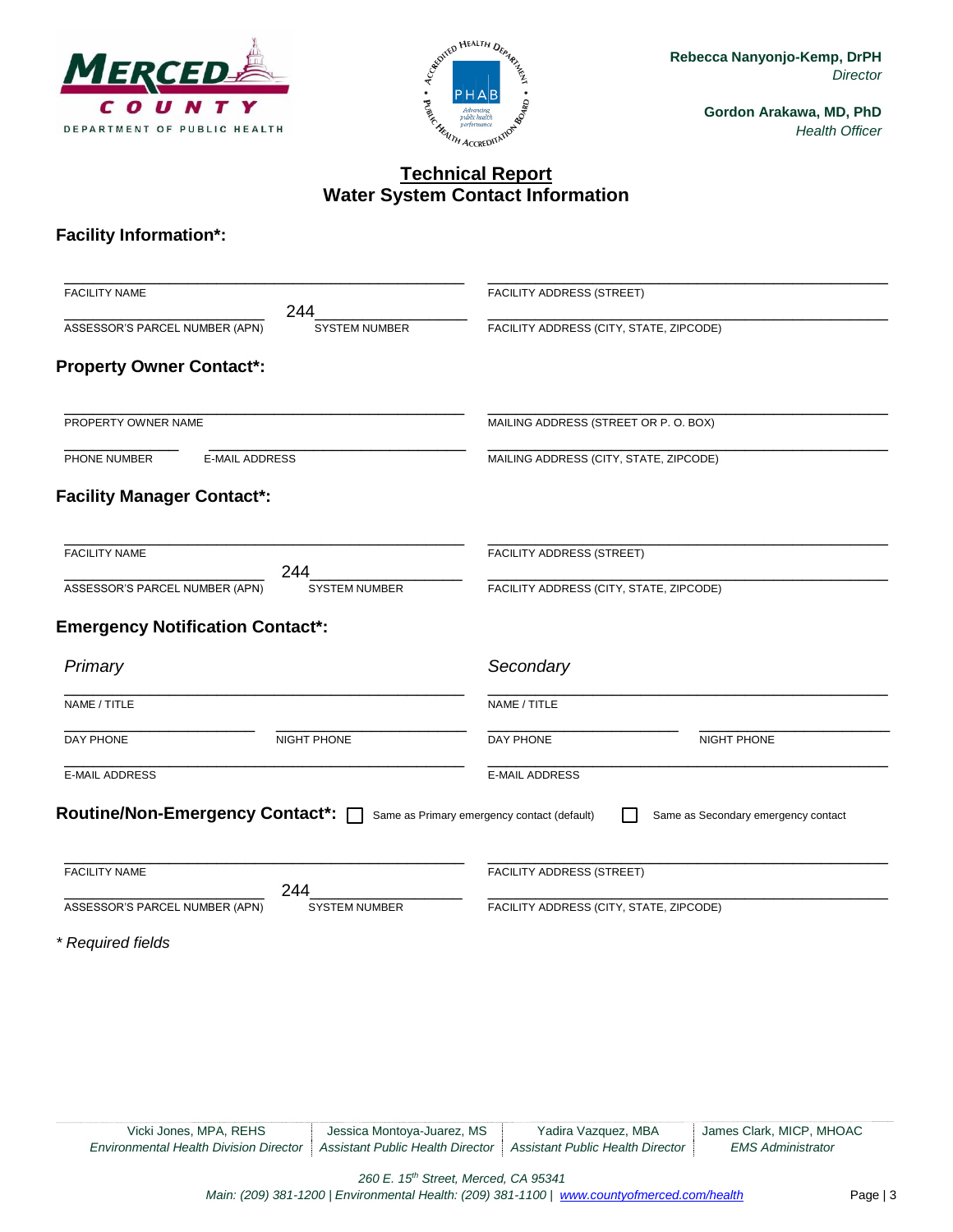Rebecca Nanyonjo-Kemp, DrPH
*Director*

Gordon Arakawa, MD, PhD
*Health Officer*

## Technical Report
## Water System Contact Information

### Facility Information*:

| | |
|---|---|
| FACILITY NAME | FACILITY ADDRESS (STREET) |
| ASSESSOR'S PARCEL NUMBER (APN) — SYSTEM NUMBER 244 | FACILITY ADDRESS (CITY, STATE, ZIPCODE) |

### Property Owner Contact*:

| | |
|---|---|
| PROPERTY OWNER NAME | MAILING ADDRESS (STREET OR P. O. BOX) |
| PHONE NUMBER — E-MAIL ADDRESS | MAILING ADDRESS (CITY, STATE, ZIPCODE) |

### Facility Manager Contact*:

| | |
|---|---|
| FACILITY NAME | FACILITY ADDRESS (STREET) |
| ASSESSOR'S PARCEL NUMBER (APN) — SYSTEM NUMBER 244 | FACILITY ADDRESS (CITY, STATE, ZIPCODE) |

### Emergency Notification Contact*:

| *Primary* | *Secondary* |
|---|---|
| NAME / TITLE | NAME / TITLE |
| DAY PHONE — NIGHT PHONE | DAY PHONE — NIGHT PHONE |
| E-MAIL ADDRESS | E-MAIL ADDRESS |

### Routine/Non-Emergency Contact*:
☐ Same as Primary emergency contact (default) ☐ Same as Secondary emergency contact

| | |
|---|---|
| FACILITY NAME | FACILITY ADDRESS (STREET) |
| ASSESSOR'S PARCEL NUMBER (APN) — SYSTEM NUMBER 244 | FACILITY ADDRESS (CITY, STATE, ZIPCODE) |

*\* Required fields*

Vicki Jones, MPA, REHS — *Environmental Health Division Director* | Jessica Montoya-Juarez, MS — *Assistant Public Health Director* | Yadira Vazquez, MBA — *Assistant Public Health Director* | James Clark, MICP, MHOAC — *EMS Administrator*

*260 E. 15th Street, Merced, CA 95341*
*Main: (209) 381-1200 | Environmental Health: (209) 381-1100 | www.countyofmerced.com/health*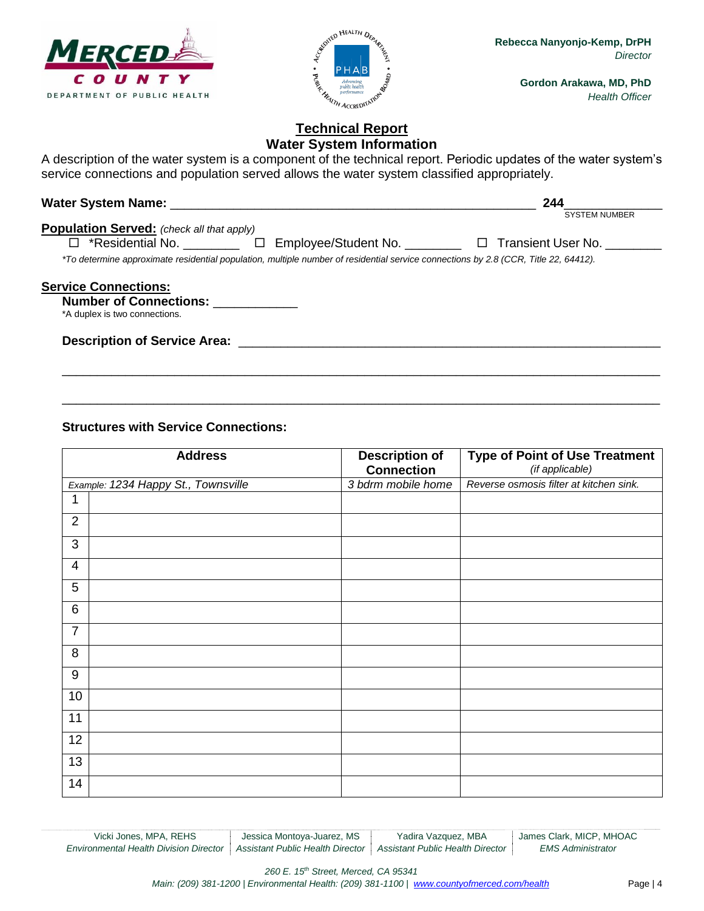Rebecca Nanyonjo-Kemp, DrPH
*Director*

Gordon Arakawa, MD, PhD
*Health Officer*

## Technical Report
### Water System Information

A description of the water system is a component of the technical report. Periodic updates of the water system's service connections and population served allows the water system classified appropriately.

**Water System Name:** ______________________________________________ **244**__________
SYSTEM NUMBER

**Population Served:** *(check all that apply)*

☐ *Residential No. ________ ☐ Employee/Student No. ________ ☐ Transient User No. ________

*\*To determine approximate residential population, multiple number of residential service connections by 2.8 (CCR, Title 22, 64412).*

**Service Connections:**

**Number of Connections:** ___________

\*A duplex is two connections.

**Description of Service Area:** ______________________________________________

__________________________________________________________________________

__________________________________________________________________________

**Structures with Service Connections:**

| | Address | Description of Connection | Type of Point of Use Treatment *(if applicable)* |
|---|---|---|---|
| *Example: 1234 Happy St., Townsville* | | *3 bdrm mobile home* | *Reverse osmosis filter at kitchen sink.* |
| 1 | | | |
| 2 | | | |
| 3 | | | |
| 4 | | | |
| 5 | | | |
| 6 | | | |
| 7 | | | |
| 8 | | | |
| 9 | | | |
| 10 | | | |
| 11 | | | |
| 12 | | | |
| 13 | | | |
| 14 | | | |

Vicki Jones, MPA, REHS — *Environmental Health Division Director* | Jessica Montoya-Juarez, MS — *Assistant Public Health Director* | Yadira Vazquez, MBA — *Assistant Public Health Director* | James Clark, MICP, MHOAC — *EMS Administrator*

*260 E. 15th Street, Merced, CA 95341*
*Main: (209) 381-1200 | Environmental Health: (209) 381-1100 | www.countyofmerced.com/health*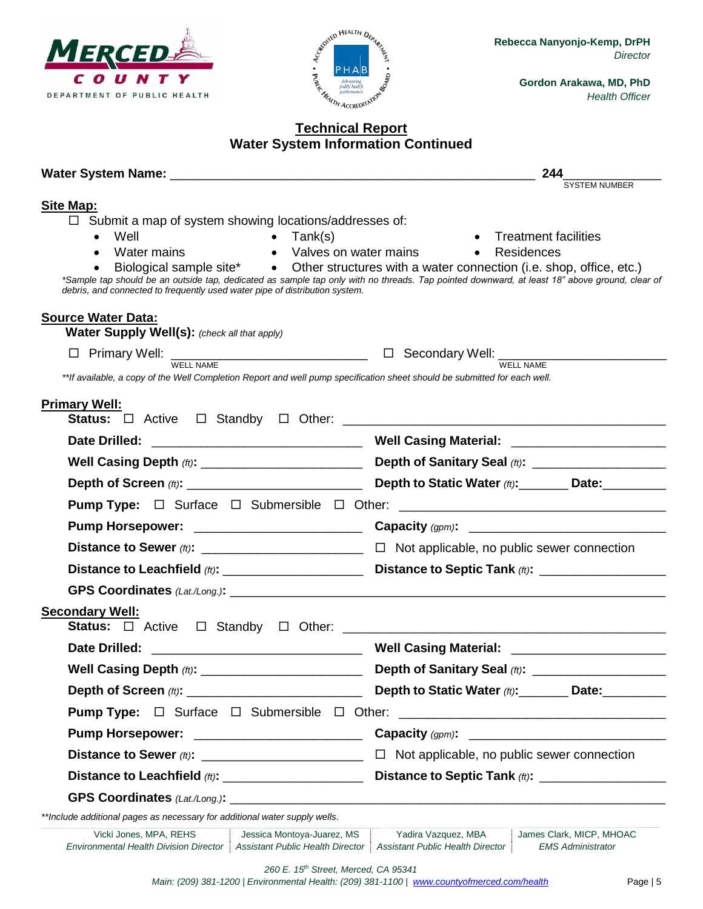Rebecca Nanyonjo-Kemp, DrPH
*Director*

Gordon Arakawa, MD, PhD
*Health Officer*

## Technical Report
### Water System Information Continued

**Water System Name:** ______________________________________ **244**______________
SYSTEM NUMBER

**Site Map:**

☐ Submit a map of system showing locations/addresses of:

- Well
- Tank(s)
- Treatment facilities
- Water mains
- Valves on water mains
- Residences
- Biological sample site*
- Other structures with a water connection (i.e. shop, office, etc.)

**Sample tap should be an outside tap, dedicated as sample tap only with no threads. Tap pointed downward, at least 18" above ground, clear of debris, and connected to frequently used water pipe of distribution system.*

**Source Water Data:**

**Water Supply Well(s):** *(check all that apply)*

☐ Primary Well: ____________________ ☐ Secondary Well: ____________________
WELL NAME WELL NAME

***If available, a copy of the Well Completion Report and well pump specification sheet should be submitted for each well.*

**Primary Well:**

**Status:** ☐ Active ☐ Standby ☐ Other: ______________________________

**Date Drilled:** ____________________ **Well Casing Material:** ____________________

**Well Casing Depth** *(ft)*: ____________________ **Depth of Sanitary Seal** *(ft)*: ____________________

**Depth of Screen** *(ft)*: ____________________ **Depth to Static Water** *(ft)*:_______ **Date:**_________

**Pump Type:** ☐ Surface ☐ Submersible ☐ Other: ______________________________

**Pump Horsepower:** ____________________ **Capacity** *(gpm)*: ____________________

**Distance to Sewer** *(ft)*: ____________________ ☐ Not applicable, no public sewer connection

**Distance to Leachfield** *(ft)*: ____________________ **Distance to Septic Tank** *(ft)*: ____________________

**GPS Coordinates** *(Lat./Long.)*: ______________________________________________

**Secondary Well:**

**Status:** ☐ Active ☐ Standby ☐ Other: ______________________________

**Date Drilled:** ____________________ **Well Casing Material:** ____________________

**Well Casing Depth** *(ft)*: ____________________ **Depth of Sanitary Seal** *(ft)*: ____________________

**Depth of Screen** *(ft)*: ____________________ **Depth to Static Water** *(ft)*:_______ **Date:**_________

**Pump Type:** ☐ Surface ☐ Submersible ☐ Other: ______________________________

**Pump Horsepower:** ____________________ **Capacity** *(gpm)*: ____________________

**Distance to Sewer** *(ft)*: ____________________ ☐ Not applicable, no public sewer connection

**Distance to Leachfield** *(ft)*: ____________________ **Distance to Septic Tank** *(ft)*: ____________________

**GPS Coordinates** *(Lat./Long.)*: ______________________________________________

***Include additional pages as necessary for additional water supply wells.*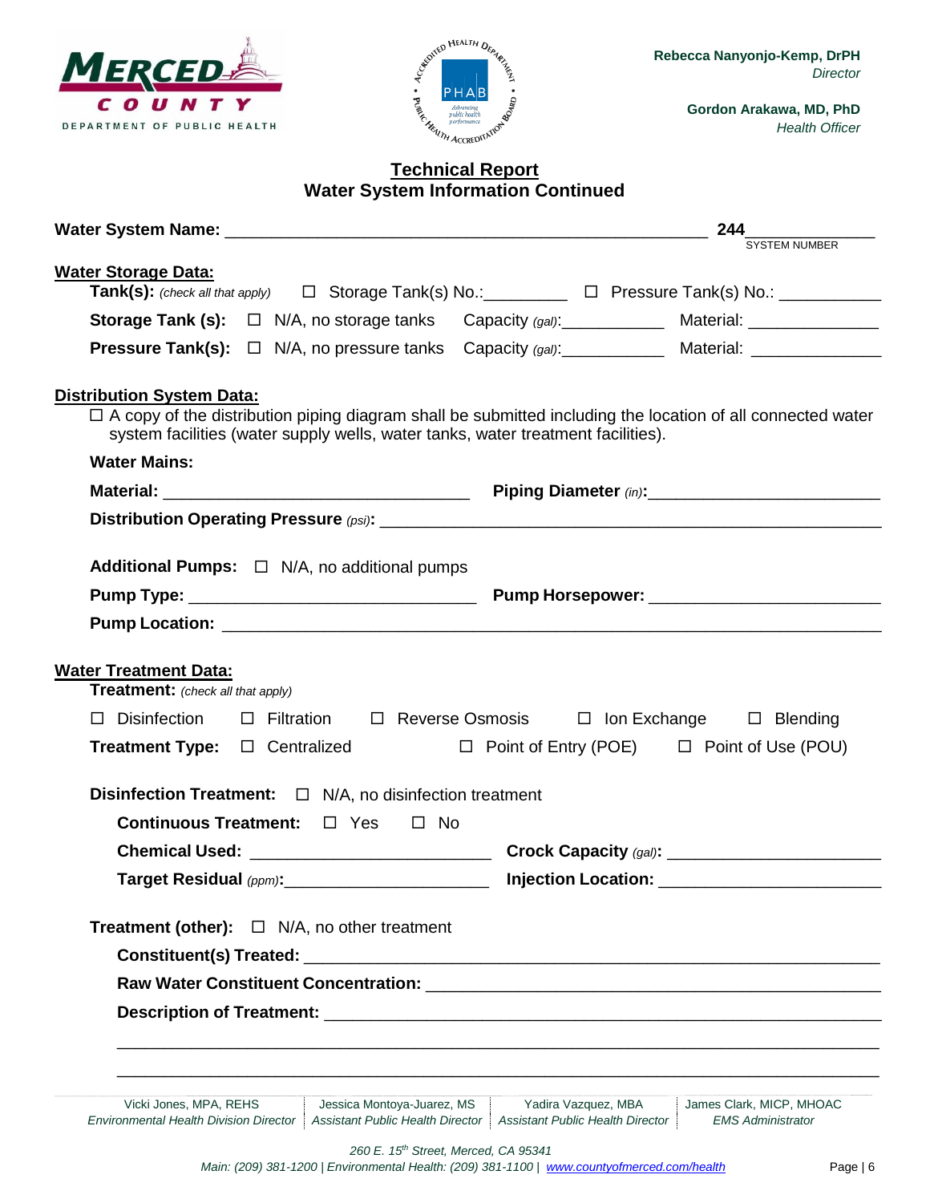# Technical Report

## Water System Information Continued

**Water System Name:** ______________________________________________ **244**____________
SYSTEM NUMBER

**Water Storage Data:**

**Tank(s):** *(check all that apply)* ☐ Storage Tank(s) No.:_________ ☐ Pressure Tank(s) No.: ___________

**Storage Tank (s):** ☐ N/A, no storage tanks Capacity *(gal)*:___________ Material: ______________

**Pressure Tank(s):** ☐ N/A, no pressure tanks Capacity *(gal)*:___________ Material: ______________

**Distribution System Data:**

☐ A copy of the distribution piping diagram shall be submitted including the location of all connected water system facilities (water supply wells, water tanks, water treatment facilities).

**Water Mains:**

**Material:** ________________________________ **Piping Diameter** *(in)*:________________________

**Distribution Operating Pressure** *(psi)*: ______________________________________________________

**Additional Pumps:** ☐ N/A, no additional pumps

**Pump Type:** _______________________________ **Pump Horsepower:** ________________________

**Pump Location:** __________________________________________________________________________

**Water Treatment Data:**

**Treatment:** *(check all that apply)*

☐ Disinfection ☐ Filtration ☐ Reverse Osmosis ☐ Ion Exchange ☐ Blending

**Treatment Type:** ☐ Centralized ☐ Point of Entry (POE) ☐ Point of Use (POU)

**Disinfection Treatment:** ☐ N/A, no disinfection treatment

**Continuous Treatment:** ☐ Yes ☐ No

**Chemical Used:** ________________________ **Crock Capacity** *(gal)*: ______________________

**Target Residual** *(ppm)*:______________________ **Injection Location:** ______________________

**Treatment (other):** ☐ N/A, no other treatment

**Constituent(s) Treated:** _________________________________________________________________

**Raw Water Constituent Concentration:** ____________________________________________________

**Description of Treatment:** _______________________________________________________________

_____________________________________________________________________________________

_____________________________________________________________________________________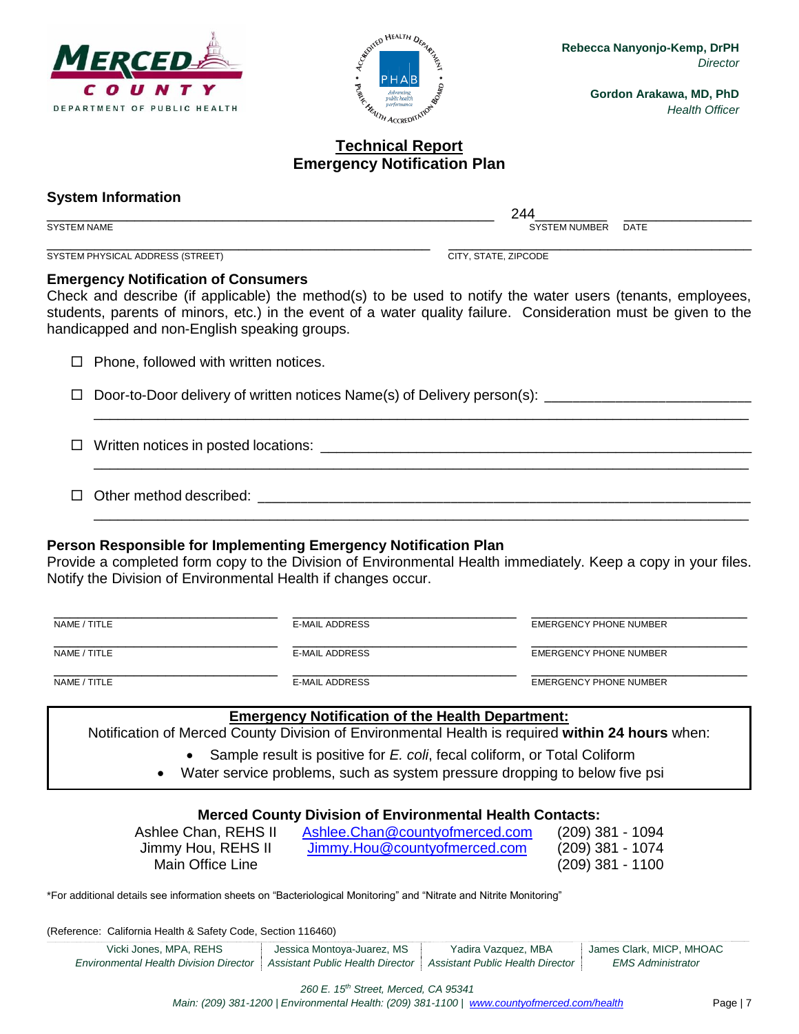Merced County Department of Public Health

Rebecca Nanyonjo-Kemp, DrPH
*Director*

Gordon Arakawa, MD, PhD
*Health Officer*

## Technical Report
## Emergency Notification Plan

### System Information

_______________________________________________ 244_________ ______________
SYSTEM NAME SYSTEM NUMBER DATE

_______________________________________________ ______________________________
SYSTEM PHYSICAL ADDRESS (STREET) CITY, STATE, ZIPCODE

### Emergency Notification of Consumers

Check and describe (if applicable) the method(s) to be used to notify the water users (tenants, employees, students, parents of minors, etc.) in the event of a water quality failure. Consideration must be given to the handicapped and non-English speaking groups.

☐ Phone, followed with written notices.

☐ Door-to-Door delivery of written notices Name(s) of Delivery person(s): ______________________
_____________________________________________________________________________

☐ Written notices in posted locations: ______________________________________________
_____________________________________________________________________________

☐ Other method described: ____________________________________________________
_____________________________________________________________________________

### Person Responsible for Implementing Emergency Notification Plan

Provide a completed form copy to the Division of Environmental Health immediately. Keep a copy in your files. Notify the Division of Environmental Health if changes occur.

| NAME / TITLE | E-MAIL ADDRESS | EMERGENCY PHONE NUMBER |
|---|---|---|
| | | |
| NAME / TITLE | E-MAIL ADDRESS | EMERGENCY PHONE NUMBER |
| | | |
| NAME / TITLE | E-MAIL ADDRESS | EMERGENCY PHONE NUMBER |

**Emergency Notification of the Health Department:**

Notification of Merced County Division of Environmental Health is required **within 24 hours** when:

- Sample result is positive for *E. coli*, fecal coliform, or Total Coliform
- Water service problems, such as system pressure dropping to below five psi

### Merced County Division of Environmental Health Contacts:

| | | |
|---|---|---|
| Ashlee Chan, REHS II | Ashlee.Chan@countyofmerced.com | (209) 381 - 1094 |
| Jimmy Hou, REHS II | Jimmy.Hou@countyofmerced.com | (209) 381 - 1074 |
| Main Office Line | | (209) 381 - 1100 |

*For additional details see information sheets on "Bacteriological Monitoring" and "Nitrate and Nitrite Monitoring"

(Reference: California Health & Safety Code, Section 116460)

| Vicki Jones, MPA, REHS | Jessica Montoya-Juarez, MS | Yadira Vazquez, MBA | James Clark, MICP, MHOAC |
|---|---|---|---|
| *Environmental Health Division Director* | *Assistant Public Health Director* | *Assistant Public Health Director* | *EMS Administrator* |

*260 E. 15th Street, Merced, CA 95341*
*Main: (209) 381-1200 | Environmental Health: (209) 381-1100 | www.countyofmerced.com/health*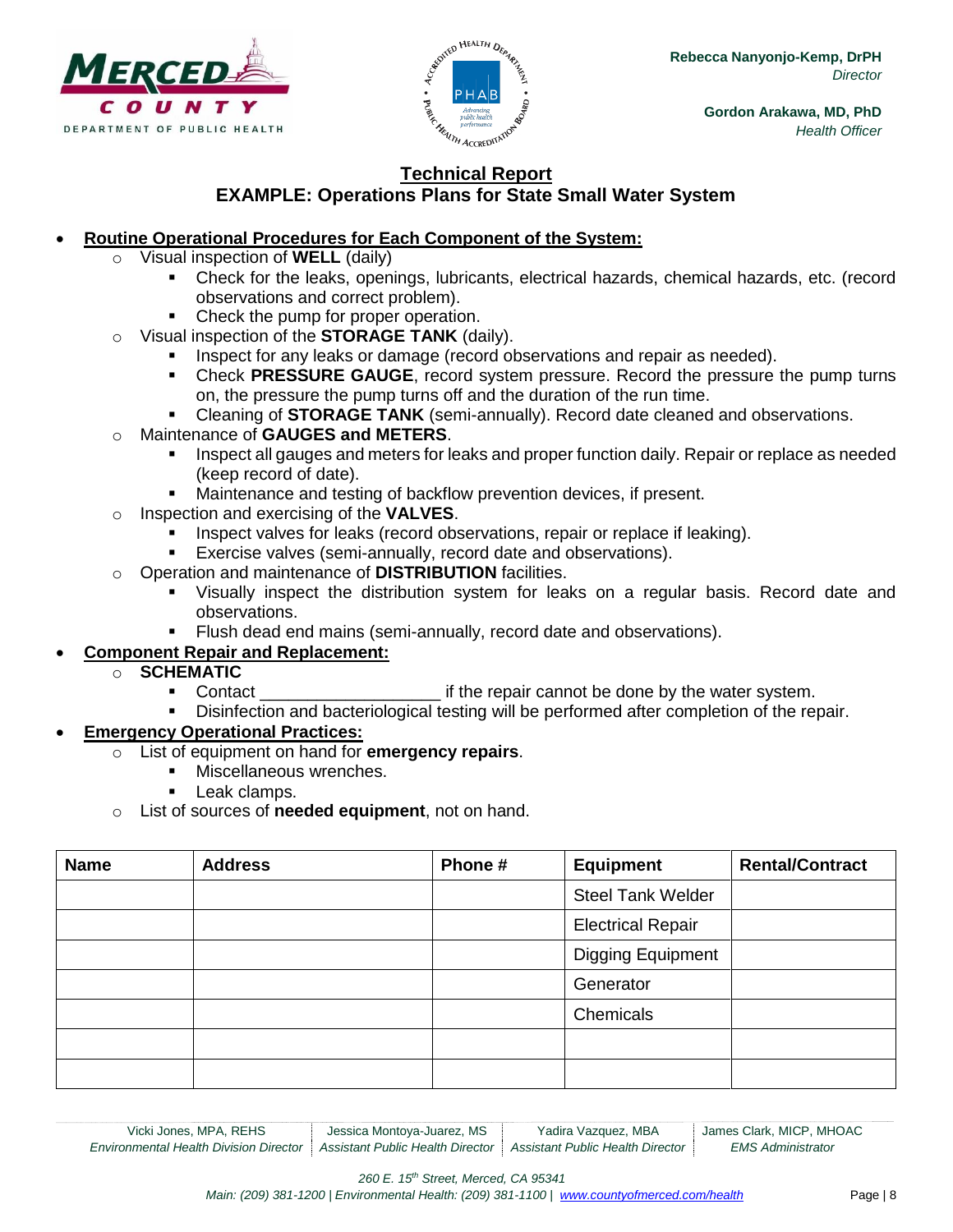## Technical Report

## EXAMPLE: Operations Plans for State Small Water System

- **Routine Operational Procedures for Each Component of the System:**
    - Visual inspection of **WELL** (daily)
        - Check for the leaks, openings, lubricants, electrical hazards, chemical hazards, etc. (record observations and correct problem).
        - Check the pump for proper operation.
    - Visual inspection of the **STORAGE TANK** (daily).
        - Inspect for any leaks or damage (record observations and repair as needed).
        - Check **PRESSURE GAUGE**, record system pressure. Record the pressure the pump turns on, the pressure the pump turns off and the duration of the run time.
        - Cleaning of **STORAGE TANK** (semi-annually). Record date cleaned and observations.
    - Maintenance of **GAUGES and METERS**.
        - Inspect all gauges and meters for leaks and proper function daily. Repair or replace as needed (keep record of date).
        - Maintenance and testing of backflow prevention devices, if present.
    - Inspection and exercising of the **VALVES**.
        - Inspect valves for leaks (record observations, repair or replace if leaking).
        - Exercise valves (semi-annually, record date and observations).
    - Operation and maintenance of **DISTRIBUTION** facilities.
        - Visually inspect the distribution system for leaks on a regular basis. Record date and observations.
        - Flush dead end mains (semi-annually, record date and observations).
- **Component Repair and Replacement:**
    - **SCHEMATIC**
        - Contact ___________________ if the repair cannot be done by the water system.
        - Disinfection and bacteriological testing will be performed after completion of the repair.
- **Emergency Operational Practices:**
    - List of equipment on hand for **emergency repairs**.
        - Miscellaneous wrenches.
        - Leak clamps.
    - List of sources of **needed equipment**, not on hand.

| Name | Address | Phone # | Equipment | Rental/Contract |
|---|---|---|---|---|
| | | | Steel Tank Welder | |
| | | | Electrical Repair | |
| | | | Digging Equipment | |
| | | | Generator | |
| | | | Chemicals | |
| | | | | |
| | | | | |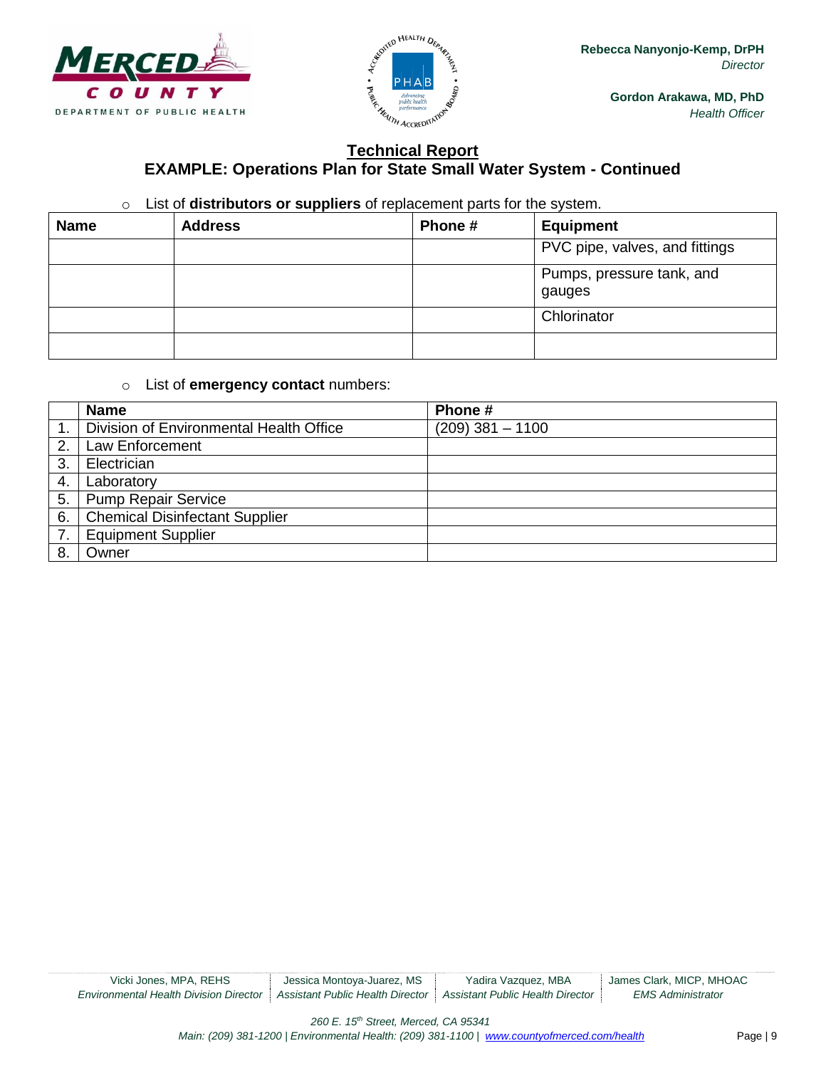## Technical Report

## EXAMPLE: Operations Plan for State Small Water System - Continued

- List of **distributors or suppliers** of replacement parts for the system.

| Name | Address | Phone # | Equipment |
|---|---|---|---|
| | | | PVC pipe, valves, and fittings |
| | | | Pumps, pressure tank, and gauges |
| | | | Chlorinator |
| | | | |

- List of **emergency contact** numbers:

| | Name | Phone # |
|---|---|---|
| 1. | Division of Environmental Health Office | (209) 381 – 1100 |
| 2. | Law Enforcement | |
| 3. | Electrician | |
| 4. | Laboratory | |
| 5. | Pump Repair Service | |
| 6. | Chemical Disinfectant Supplier | |
| 7. | Equipment Supplier | |
| 8. | Owner | |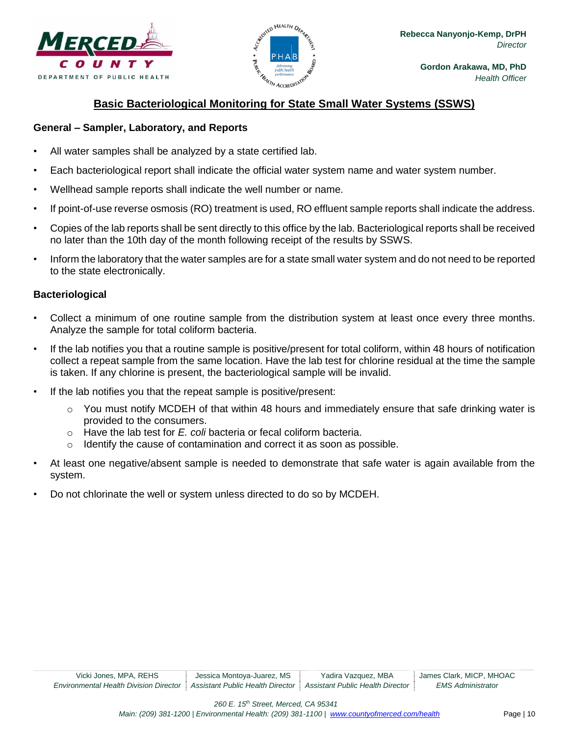Rebecca Nanyonjo-Kemp, DrPH
*Director*

Gordon Arakawa, MD, PhD
*Health Officer*

## Basic Bacteriological Monitoring for State Small Water Systems (SSWS)

### General – Sampler, Laboratory, and Reports

- All water samples shall be analyzed by a state certified lab.
- Each bacteriological report shall indicate the official water system name and water system number.
- Wellhead sample reports shall indicate the well number or name.
- If point-of-use reverse osmosis (RO) treatment is used, RO effluent sample reports shall indicate the address.
- Copies of the lab reports shall be sent directly to this office by the lab. Bacteriological reports shall be received no later than the 10th day of the month following receipt of the results by SSWS.
- Inform the laboratory that the water samples are for a state small water system and do not need to be reported to the state electronically.

### Bacteriological

- Collect a minimum of one routine sample from the distribution system at least once every three months. Analyze the sample for total coliform bacteria.
- If the lab notifies you that a routine sample is positive/present for total coliform, within 48 hours of notification collect a repeat sample from the same location. Have the lab test for chlorine residual at the time the sample is taken. If any chlorine is present, the bacteriological sample will be invalid.
- If the lab notifies you that the repeat sample is positive/present:
  - You must notify MCDEH of that within 48 hours and immediately ensure that safe drinking water is provided to the consumers.
  - Have the lab test for *E. coli* bacteria or fecal coliform bacteria.
  - Identify the cause of contamination and correct it as soon as possible.
- At least one negative/absent sample is needed to demonstrate that safe water is again available from the system.
- Do not chlorinate the well or system unless directed to do so by MCDEH.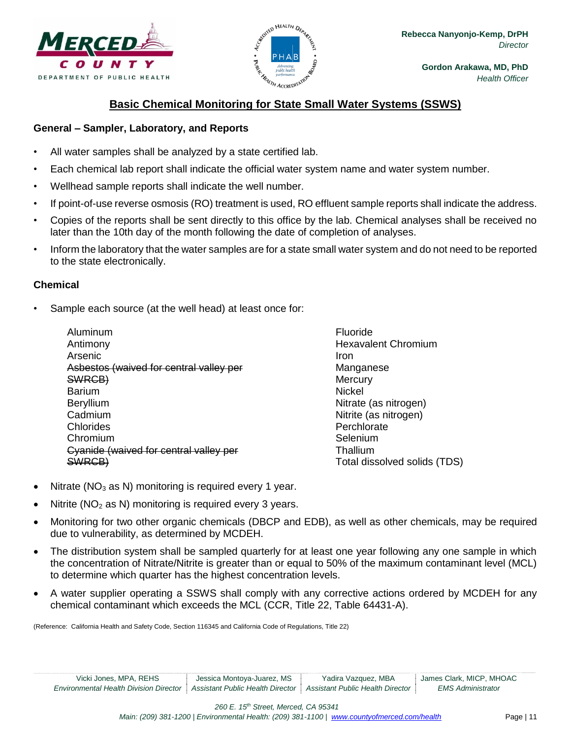Rebecca Nanyonjo-Kemp, DrPH
*Director*

Gordon Arakawa, MD, PhD
*Health Officer*

## Basic Chemical Monitoring for State Small Water Systems (SSWS)

### General – Sampler, Laboratory, and Reports

- All water samples shall be analyzed by a state certified lab.
- Each chemical lab report shall indicate the official water system name and water system number.
- Wellhead sample reports shall indicate the well number.
- If point-of-use reverse osmosis (RO) treatment is used, RO effluent sample reports shall indicate the address.
- Copies of the reports shall be sent directly to this office by the lab. Chemical analyses shall be received no later than the 10th day of the month following the date of completion of analyses.
- Inform the laboratory that the water samples are for a state small water system and do not need to be reported to the state electronically.

### Chemical

- Sample each source (at the well head) at least once for:

  - Aluminum
  - Antimony
  - Arsenic
  - ~~Asbestos (waived for central valley per SWRCB)~~
  - Barium
  - Beryllium
  - Cadmium
  - Chlorides
  - Chromium
  - ~~Cyanide (waived for central valley per SWRCB)~~
  - Fluoride
  - Hexavalent Chromium
  - Iron
  - Manganese
  - Mercury
  - Nickel
  - Nitrate (as nitrogen)
  - Nitrite (as nitrogen)
  - Perchlorate
  - Selenium
  - Thallium
  - Total dissolved solids (TDS)

- Nitrate ($NO_3$ as N) monitoring is required every 1 year.
- Nitrite ($NO_2$ as N) monitoring is required every 3 years.
- Monitoring for two other organic chemicals (DBCP and EDB), as well as other chemicals, may be required due to vulnerability, as determined by MCDEH.
- The distribution system shall be sampled quarterly for at least one year following any one sample in which the concentration of Nitrate/Nitrite is greater than or equal to 50% of the maximum contaminant level (MCL) to determine which quarter has the highest concentration levels.
- A water supplier operating a SSWS shall comply with any corrective actions ordered by MCDEH for any chemical contaminant which exceeds the MCL (CCR, Title 22, Table 64431-A).

(Reference: California Health and Safety Code, Section 116345 and California Code of Regulations, Title 22)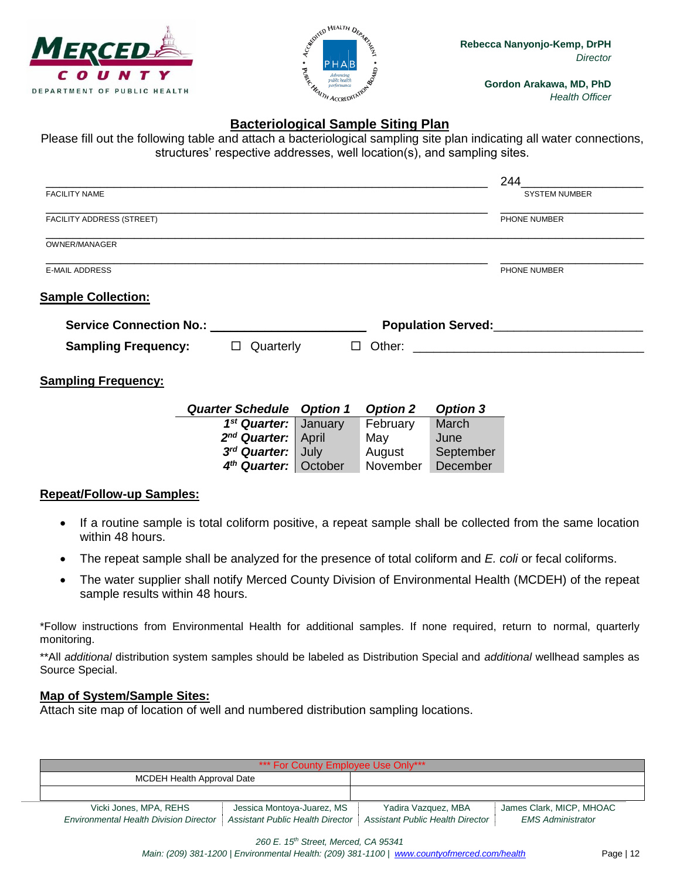Rebecca Nanyonjo-Kemp, DrPH
*Director*

Gordon Arakawa, MD, PhD
*Health Officer*

## Bacteriological Sample Siting Plan

Please fill out the following table and attach a bacteriological sampling site plan indicating all water connections, structures' respective addresses, well location(s), and sampling sites.

| | |
|---|---|
| ______________________________ FACILITY NAME | 244__________ SYSTEM NUMBER |
| ______________________________ FACILITY ADDRESS (STREET) | __________ PHONE NUMBER |
| ______________________________ OWNER/MANAGER | |
| ______________________________ E-MAIL ADDRESS | __________ PHONE NUMBER |

### Sample Collection:

**Service Connection No.:** ____________________ **Population Served:**____________________

**Sampling Frequency:** ☐ Quarterly ☐ Other: ______________________________

### Sampling Frequency:

| *Quarter Schedule* | *Option 1* | *Option 2* | *Option 3* |
|---|---|---|---|
| ***1st Quarter:*** | January | February | March |
| ***2nd Quarter:*** | April | May | June |
| ***3rd Quarter:*** | July | August | September |
| ***4th Quarter:*** | October | November | December |

### Repeat/Follow-up Samples:

- If a routine sample is total coliform positive, a repeat sample shall be collected from the same location within 48 hours.
- The repeat sample shall be analyzed for the presence of total coliform and *E. coli* or fecal coliforms.
- The water supplier shall notify Merced County Division of Environmental Health (MCDEH) of the repeat sample results within 48 hours.

*Follow instructions from Environmental Health for additional samples. If none required, return to normal, quarterly monitoring.

**All *additional* distribution system samples should be labeled as Distribution Special and *additional* wellhead samples as Source Special.

### Map of System/Sample Sites:

Attach site map of location of well and numbered distribution sampling locations.

| *** For County Employee Use Only*** | |
|---|---|
| MCDEH Health Approval Date | |
| | |

| Vicki Jones, MPA, REHS | Jessica Montoya-Juarez, MS | Yadira Vazquez, MBA | James Clark, MICP, MHOAC |
|---|---|---|---|
| *Environmental Health Division Director* | *Assistant Public Health Director* | *Assistant Public Health Director* | *EMS Administrator* |

*260 E. 15th Street, Merced, CA 95341*
*Main: (209) 381-1200 | Environmental Health: (209) 381-1100 | www.countyofmerced.com/health*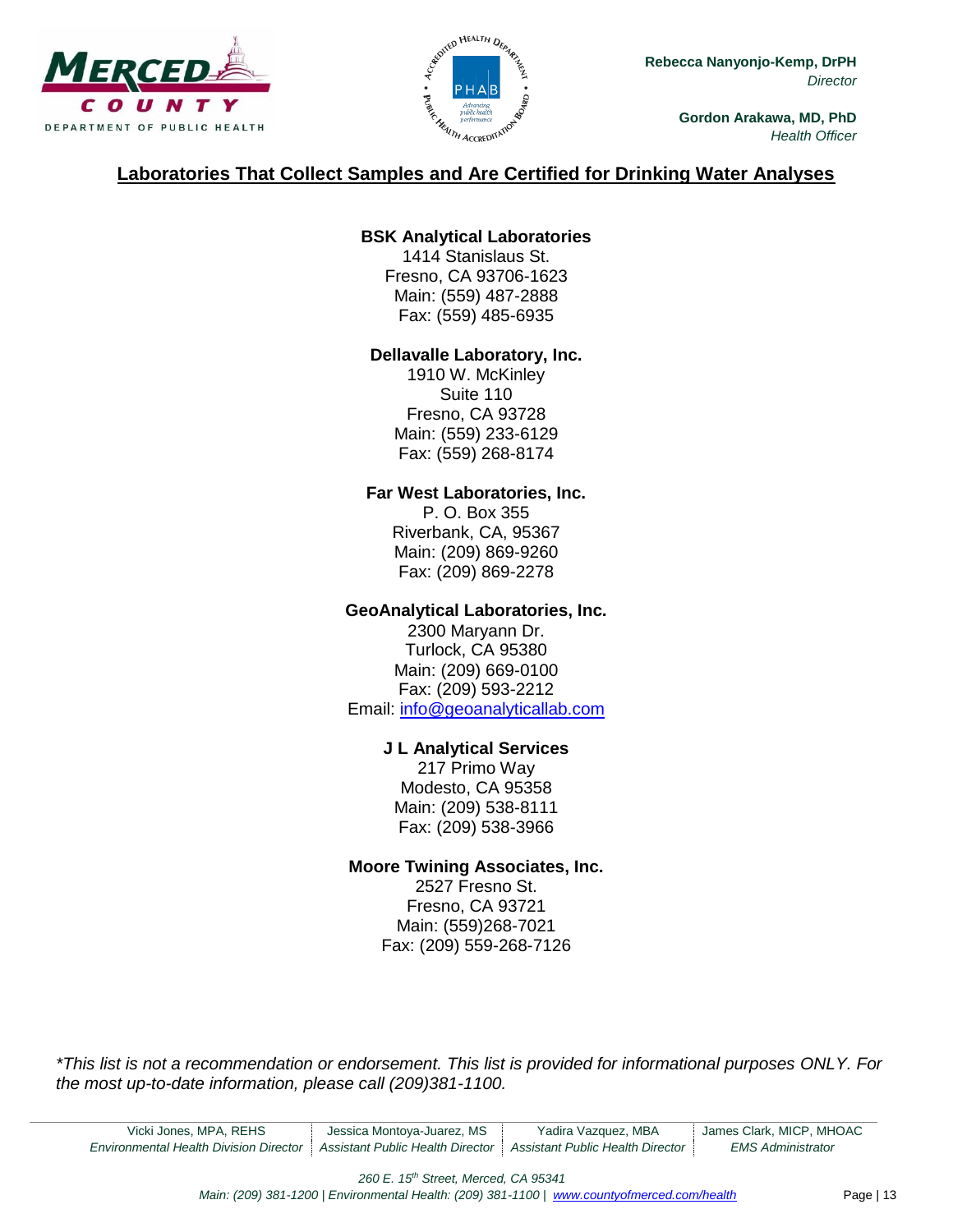Rebecca Nanyonjo-Kemp, DrPH
*Director*

Gordon Arakawa, MD, PhD
*Health Officer*

## Laboratories That Collect Samples and Are Certified for Drinking Water Analyses

**BSK Analytical Laboratories**
1414 Stanislaus St.
Fresno, CA 93706-1623
Main: (559) 487-2888
Fax: (559) 485-6935

**Dellavalle Laboratory, Inc.**
1910 W. McKinley
Suite 110
Fresno, CA 93728
Main: (559) 233-6129
Fax: (559) 268-8174

**Far West Laboratories, Inc.**
P. O. Box 355
Riverbank, CA, 95367
Main: (209) 869-9260
Fax: (209) 869-2278

**GeoAnalytical Laboratories, Inc.**
2300 Maryann Dr.
Turlock, CA 95380
Main: (209) 669-0100
Fax: (209) 593-2212
Email: info@geoanalyticallab.com

**J L Analytical Services**
217 Primo Way
Modesto, CA 95358
Main: (209) 538-8111
Fax: (209) 538-3966

**Moore Twining Associates, Inc.**
2527 Fresno St.
Fresno, CA 93721
Main: (559)268-7021
Fax: (209) 559-268-7126

*\*This list is not a recommendation or endorsement. This list is provided for informational purposes ONLY. For the most up-to-date information, please call (209)381-1100.*

Vicki Jones, MPA, REHS, *Environmental Health Division Director* | Jessica Montoya-Juarez, MS, *Assistant Public Health Director* | Yadira Vazquez, MBA, *Assistant Public Health Director* | James Clark, MICP, MHOAC, *EMS Administrator*

*260 E. 15th Street, Merced, CA 95341*
*Main: (209) 381-1200 | Environmental Health: (209) 381-1100 | www.countyofmerced.com/health*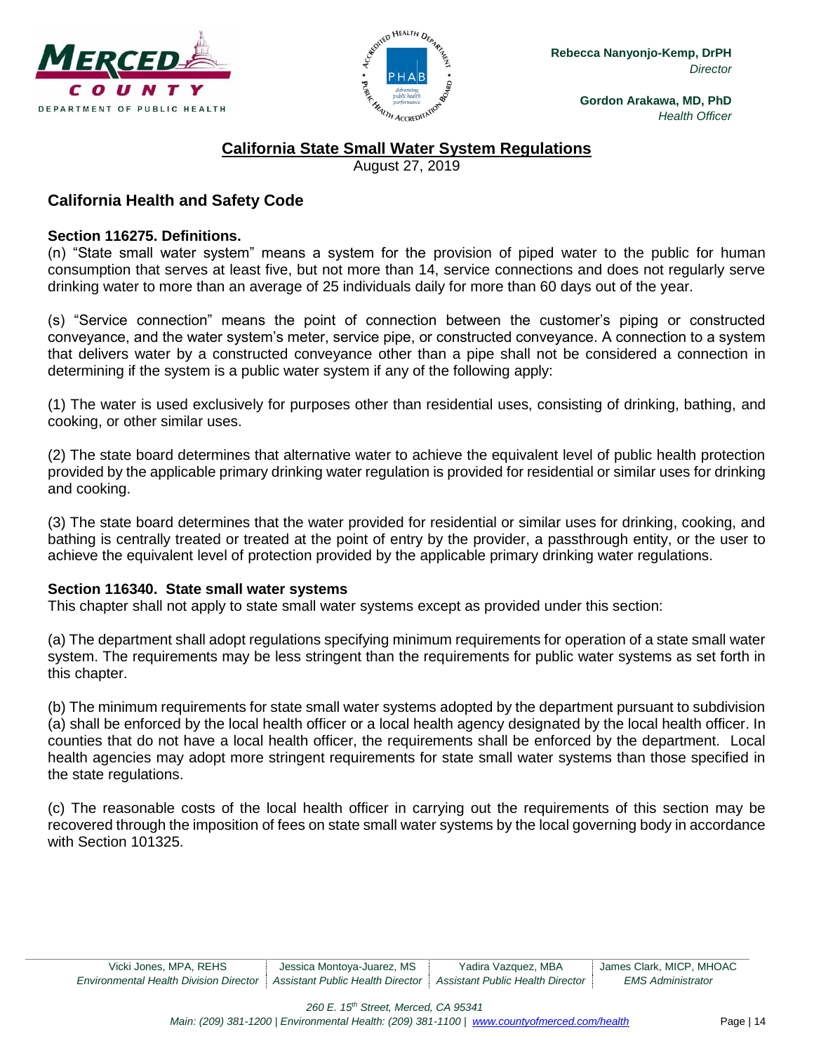## California State Small Water System Regulations

August 27, 2019

### California Health and Safety Code

**Section 116275. Definitions.**

(n) "State small water system" means a system for the provision of piped water to the public for human consumption that serves at least five, but not more than 14, service connections and does not regularly serve drinking water to more than an average of 25 individuals daily for more than 60 days out of the year.

(s) "Service connection" means the point of connection between the customer's piping or constructed conveyance, and the water system's meter, service pipe, or constructed conveyance. A connection to a system that delivers water by a constructed conveyance other than a pipe shall not be considered a connection in determining if the system is a public water system if any of the following apply:

(1) The water is used exclusively for purposes other than residential uses, consisting of drinking, bathing, and cooking, or other similar uses.

(2) The state board determines that alternative water to achieve the equivalent level of public health protection provided by the applicable primary drinking water regulation is provided for residential or similar uses for drinking and cooking.

(3) The state board determines that the water provided for residential or similar uses for drinking, cooking, and bathing is centrally treated or treated at the point of entry by the provider, a passthrough entity, or the user to achieve the equivalent level of protection provided by the applicable primary drinking water regulations.

**Section 116340. State small water systems**

This chapter shall not apply to state small water systems except as provided under this section:

(a) The department shall adopt regulations specifying minimum requirements for operation of a state small water system. The requirements may be less stringent than the requirements for public water systems as set forth in this chapter.

(b) The minimum requirements for state small water systems adopted by the department pursuant to subdivision (a) shall be enforced by the local health officer or a local health agency designated by the local health officer. In counties that do not have a local health officer, the requirements shall be enforced by the department. Local health agencies may adopt more stringent requirements for state small water systems than those specified in the state regulations.

(c) The reasonable costs of the local health officer in carrying out the requirements of this section may be recovered through the imposition of fees on state small water systems by the local governing body in accordance with Section 101325.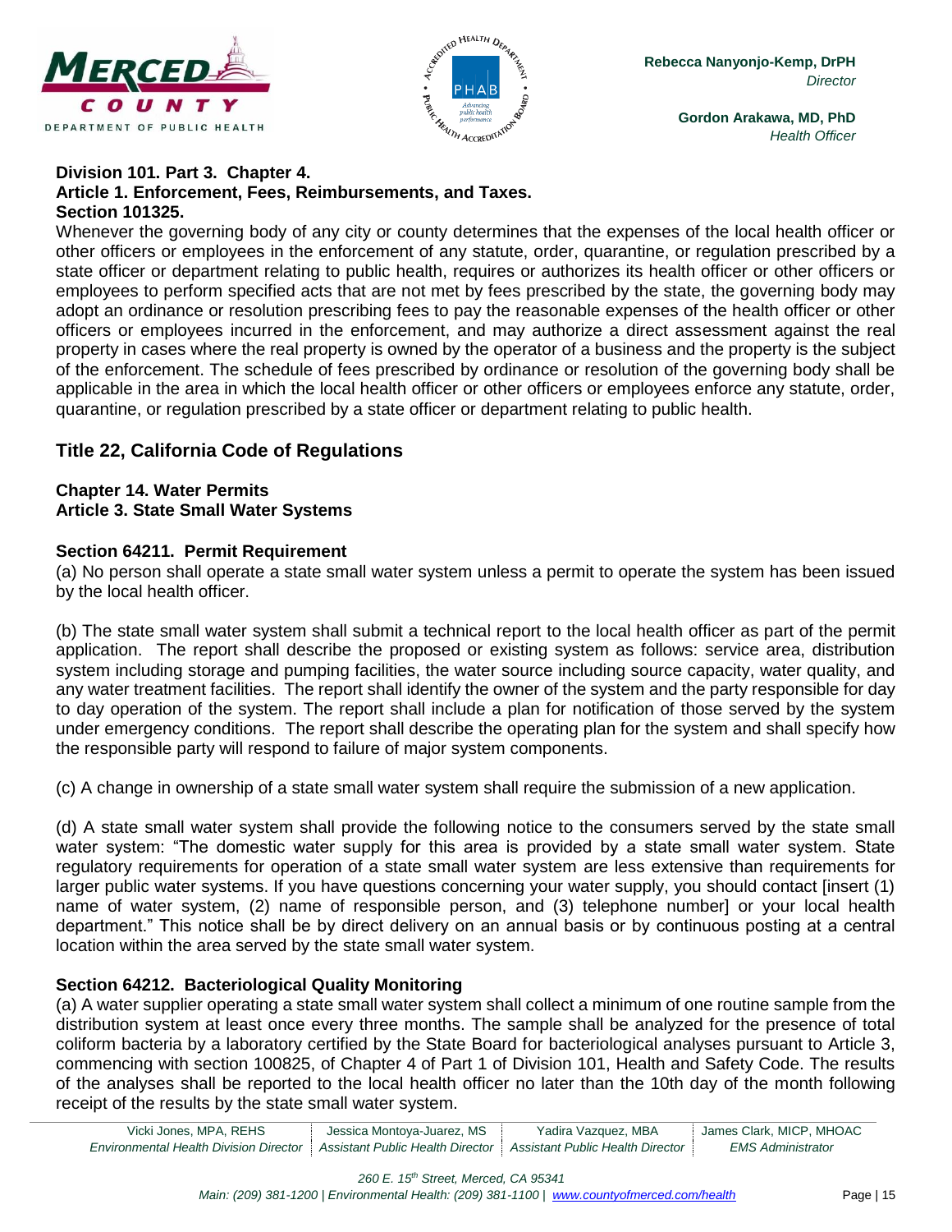**Division 101. Part 3. Chapter 4.**
**Article 1. Enforcement, Fees, Reimbursements, and Taxes.**
**Section 101325.**

Whenever the governing body of any city or county determines that the expenses of the local health officer or other officers or employees in the enforcement of any statute, order, quarantine, or regulation prescribed by a state officer or department relating to public health, requires or authorizes its health officer or other officers or employees to perform specified acts that are not met by fees prescribed by the state, the governing body may adopt an ordinance or resolution prescribing fees to pay the reasonable expenses of the health officer or other officers or employees incurred in the enforcement, and may authorize a direct assessment against the real property in cases where the real property is owned by the operator of a business and the property is the subject of the enforcement. The schedule of fees prescribed by ordinance or resolution of the governing body shall be applicable in the area in which the local health officer or other officers or employees enforce any statute, order, quarantine, or regulation prescribed by a state officer or department relating to public health.

## Title 22, California Code of Regulations

**Chapter 14. Water Permits**
**Article 3. State Small Water Systems**

### Section 64211. Permit Requirement

(a) No person shall operate a state small water system unless a permit to operate the system has been issued by the local health officer.

(b) The state small water system shall submit a technical report to the local health officer as part of the permit application. The report shall describe the proposed or existing system as follows: service area, distribution system including storage and pumping facilities, the water source including source capacity, water quality, and any water treatment facilities. The report shall identify the owner of the system and the party responsible for day to day operation of the system. The report shall include a plan for notification of those served by the system under emergency conditions. The report shall describe the operating plan for the system and shall specify how the responsible party will respond to failure of major system components.

(c) A change in ownership of a state small water system shall require the submission of a new application.

(d) A state small water system shall provide the following notice to the consumers served by the state small water system: "The domestic water supply for this area is provided by a state small water system. State regulatory requirements for operation of a state small water system are less extensive than requirements for larger public water systems. If you have questions concerning your water supply, you should contact [insert (1) name of water system, (2) name of responsible person, and (3) telephone number] or your local health department." This notice shall be by direct delivery on an annual basis or by continuous posting at a central location within the area served by the state small water system.

### Section 64212. Bacteriological Quality Monitoring

(a) A water supplier operating a state small water system shall collect a minimum of one routine sample from the distribution system at least once every three months. The sample shall be analyzed for the presence of total coliform bacteria by a laboratory certified by the State Board for bacteriological analyses pursuant to Article 3, commencing with section 100825, of Chapter 4 of Part 1 of Division 101, Health and Safety Code. The results of the analyses shall be reported to the local health officer no later than the 10th day of the month following receipt of the results by the state small water system.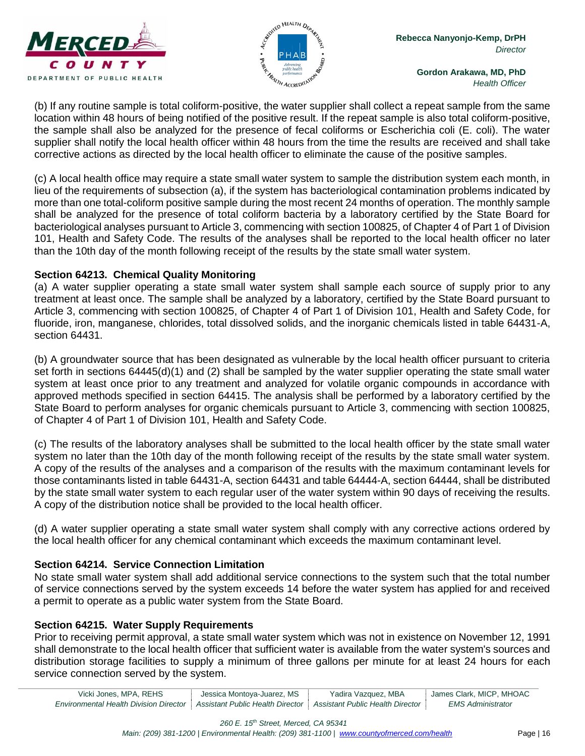(b) If any routine sample is total coliform-positive, the water supplier shall collect a repeat sample from the same location within 48 hours of being notified of the positive result. If the repeat sample is also total coliform-positive, the sample shall also be analyzed for the presence of fecal coliforms or Escherichia coli (E. coli). The water supplier shall notify the local health officer within 48 hours from the time the results are received and shall take corrective actions as directed by the local health officer to eliminate the cause of the positive samples.

(c) A local health office may require a state small water system to sample the distribution system each month, in lieu of the requirements of subsection (a), if the system has bacteriological contamination problems indicated by more than one total-coliform positive sample during the most recent 24 months of operation. The monthly sample shall be analyzed for the presence of total coliform bacteria by a laboratory certified by the State Board for bacteriological analyses pursuant to Article 3, commencing with section 100825, of Chapter 4 of Part 1 of Division 101, Health and Safety Code. The results of the analyses shall be reported to the local health officer no later than the 10th day of the month following receipt of the results by the state small water system.

**Section 64213. Chemical Quality Monitoring**

(a) A water supplier operating a state small water system shall sample each source of supply prior to any treatment at least once. The sample shall be analyzed by a laboratory, certified by the State Board pursuant to Article 3, commencing with section 100825, of Chapter 4 of Part 1 of Division 101, Health and Safety Code, for fluoride, iron, manganese, chlorides, total dissolved solids, and the inorganic chemicals listed in table 64431-A, section 64431.

(b) A groundwater source that has been designated as vulnerable by the local health officer pursuant to criteria set forth in sections 64445(d)(1) and (2) shall be sampled by the water supplier operating the state small water system at least once prior to any treatment and analyzed for volatile organic compounds in accordance with approved methods specified in section 64415. The analysis shall be performed by a laboratory certified by the State Board to perform analyses for organic chemicals pursuant to Article 3, commencing with section 100825, of Chapter 4 of Part 1 of Division 101, Health and Safety Code.

(c) The results of the laboratory analyses shall be submitted to the local health officer by the state small water system no later than the 10th day of the month following receipt of the results by the state small water system. A copy of the results of the analyses and a comparison of the results with the maximum contaminant levels for those contaminants listed in table 64431-A, section 64431 and table 64444-A, section 64444, shall be distributed by the state small water system to each regular user of the water system within 90 days of receiving the results. A copy of the distribution notice shall be provided to the local health officer.

(d) A water supplier operating a state small water system shall comply with any corrective actions ordered by the local health officer for any chemical contaminant which exceeds the maximum contaminant level.

**Section 64214. Service Connection Limitation**

No state small water system shall add additional service connections to the system such that the total number of service connections served by the system exceeds 14 before the water system has applied for and received a permit to operate as a public water system from the State Board.

**Section 64215. Water Supply Requirements**

Prior to receiving permit approval, a state small water system which was not in existence on November 12, 1991 shall demonstrate to the local health officer that sufficient water is available from the water system's sources and distribution storage facilities to supply a minimum of three gallons per minute for at least 24 hours for each service connection served by the system.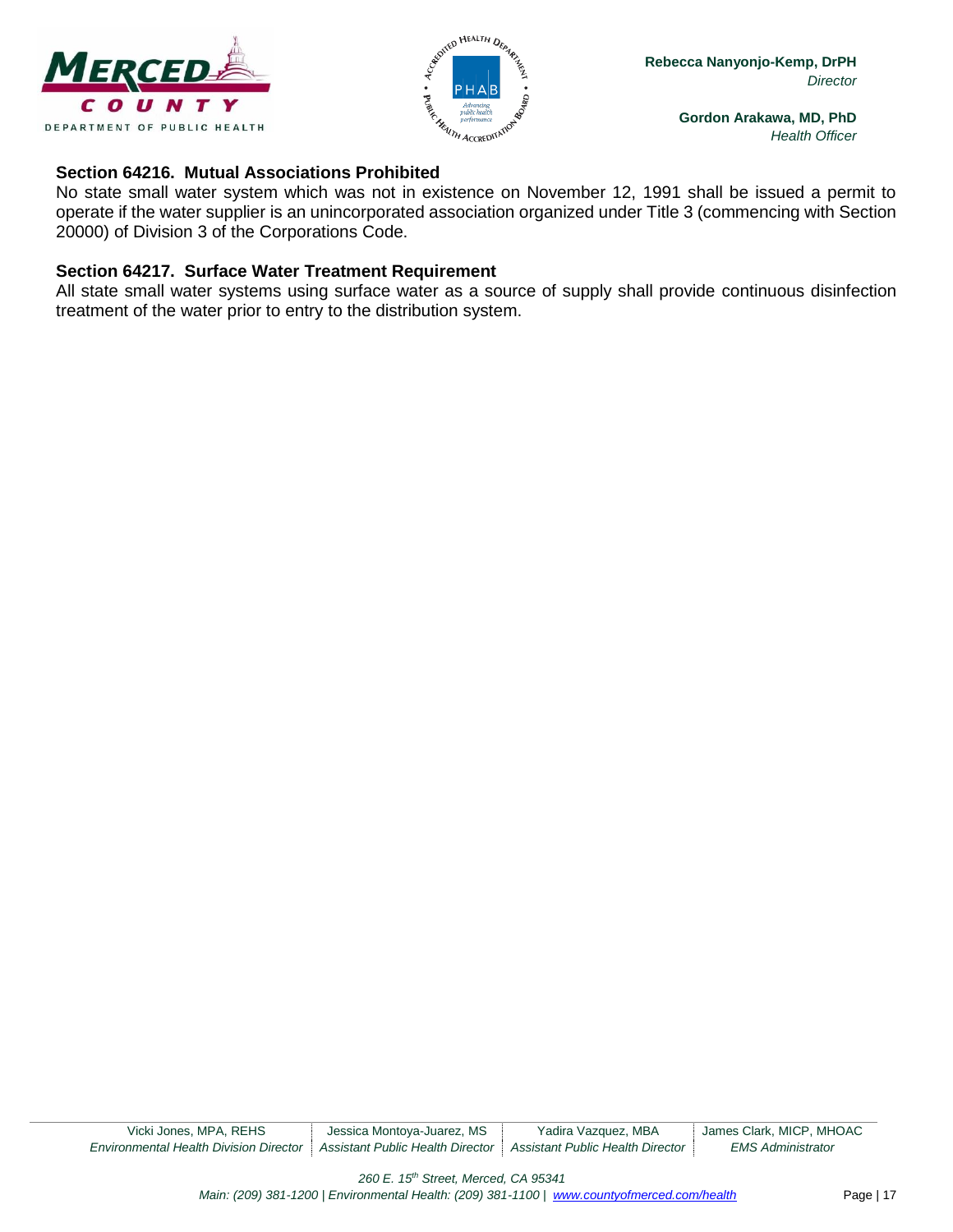### Section 64216. Mutual Associations Prohibited

No state small water system which was not in existence on November 12, 1991 shall be issued a permit to operate if the water supplier is an unincorporated association organized under Title 3 (commencing with Section 20000) of Division 3 of the Corporations Code.

### Section 64217. Surface Water Treatment Requirement

All state small water systems using surface water as a source of supply shall provide continuous disinfection treatment of the water prior to entry to the distribution system.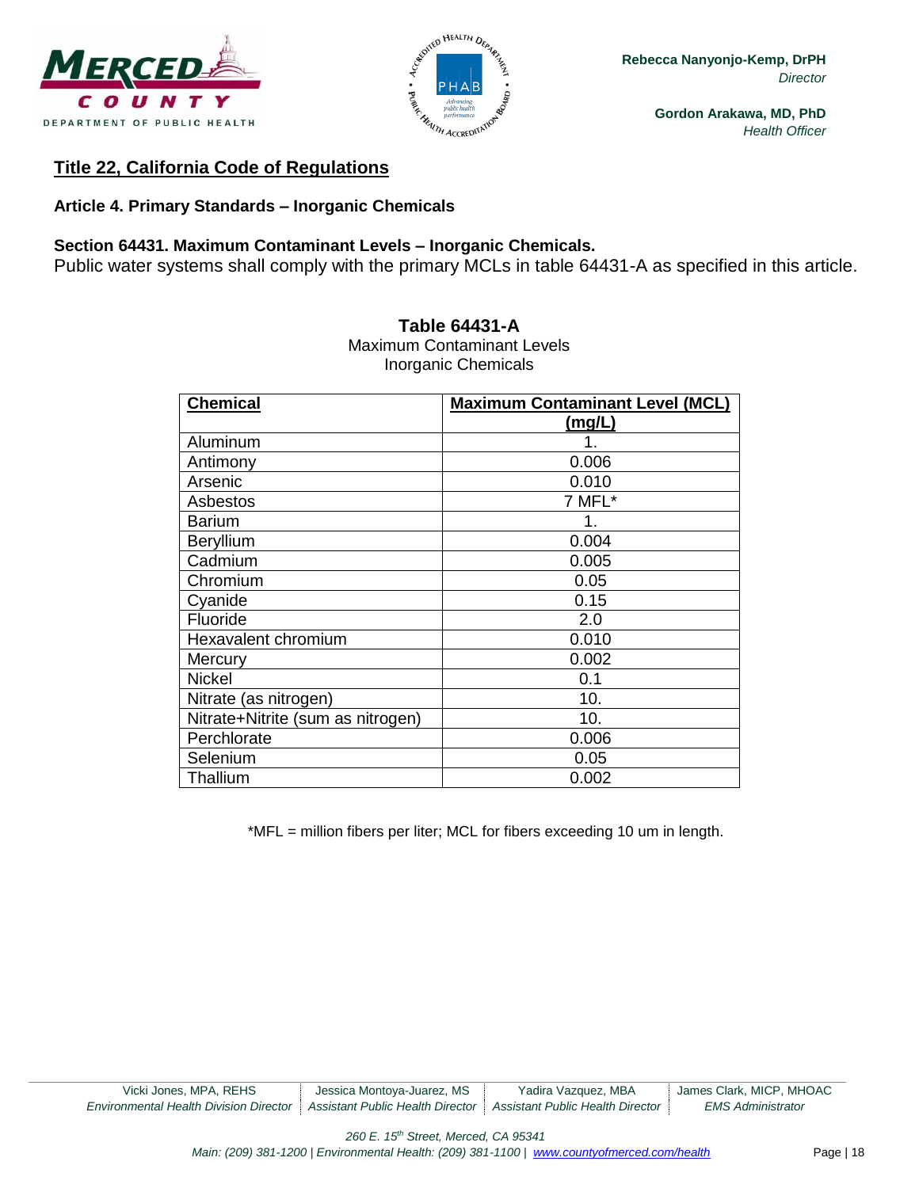## Title 22, California Code of Regulations

### Article 4. Primary Standards – Inorganic Chemicals

**Section 64431. Maximum Contaminant Levels – Inorganic Chemicals.**
Public water systems shall comply with the primary MCLs in table 64431-A as specified in this article.

**Table 64431-A**
Maximum Contaminant Levels
Inorganic Chemicals

| Chemical | Maximum Contaminant Level (MCL) (mg/L) |
|---|---|
| Aluminum | 1. |
| Antimony | 0.006 |
| Arsenic | 0.010 |
| Asbestos | 7 MFL* |
| Barium | 1. |
| Beryllium | 0.004 |
| Cadmium | 0.005 |
| Chromium | 0.05 |
| Cyanide | 0.15 |
| Fluoride | 2.0 |
| Hexavalent chromium | 0.010 |
| Mercury | 0.002 |
| Nickel | 0.1 |
| Nitrate (as nitrogen) | 10. |
| Nitrate+Nitrite (sum as nitrogen) | 10. |
| Perchlorate | 0.006 |
| Selenium | 0.05 |
| Thallium | 0.002 |

*MFL = million fibers per liter; MCL for fibers exceeding 10 um in length.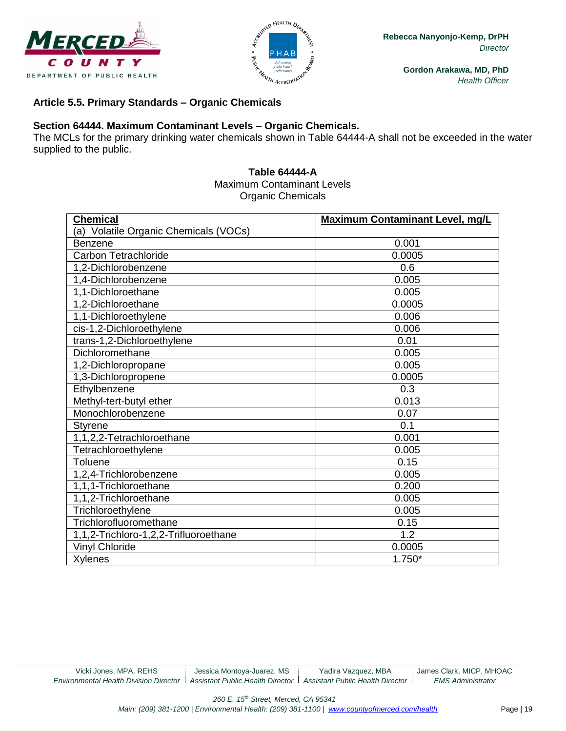### Article 5.5. Primary Standards – Organic Chemicals

**Section 64444. Maximum Contaminant Levels – Organic Chemicals.**

The MCLs for the primary drinking water chemicals shown in Table 64444-A shall not be exceeded in the water supplied to the public.

**Table 64444-A**
Maximum Contaminant Levels
Organic Chemicals

| Chemical | Maximum Contaminant Level, mg/L |
|---|---|
| (a) Volatile Organic Chemicals (VOCs) | |
| Benzene | 0.001 |
| Carbon Tetrachloride | 0.0005 |
| 1,2-Dichlorobenzene | 0.6 |
| 1,4-Dichlorobenzene | 0.005 |
| 1,1-Dichloroethane | 0.005 |
| 1,2-Dichloroethane | 0.0005 |
| 1,1-Dichloroethylene | 0.006 |
| cis-1,2-Dichloroethylene | 0.006 |
| trans-1,2-Dichloroethylene | 0.01 |
| Dichloromethane | 0.005 |
| 1,2-Dichloropropane | 0.005 |
| 1,3-Dichloropropene | 0.0005 |
| Ethylbenzene | 0.3 |
| Methyl-tert-butyl ether | 0.013 |
| Monochlorobenzene | 0.07 |
| Styrene | 0.1 |
| 1,1,2,2-Tetrachloroethane | 0.001 |
| Tetrachloroethylene | 0.005 |
| Toluene | 0.15 |
| 1,2,4-Trichlorobenzene | 0.005 |
| 1,1,1-Trichloroethane | 0.200 |
| 1,1,2-Trichloroethane | 0.005 |
| Trichloroethylene | 0.005 |
| Trichlorofluoromethane | 0.15 |
| 1,1,2-Trichloro-1,2,2-Trifluoroethane | 1.2 |
| Vinyl Chloride | 0.0005 |
| Xylenes | 1.750* |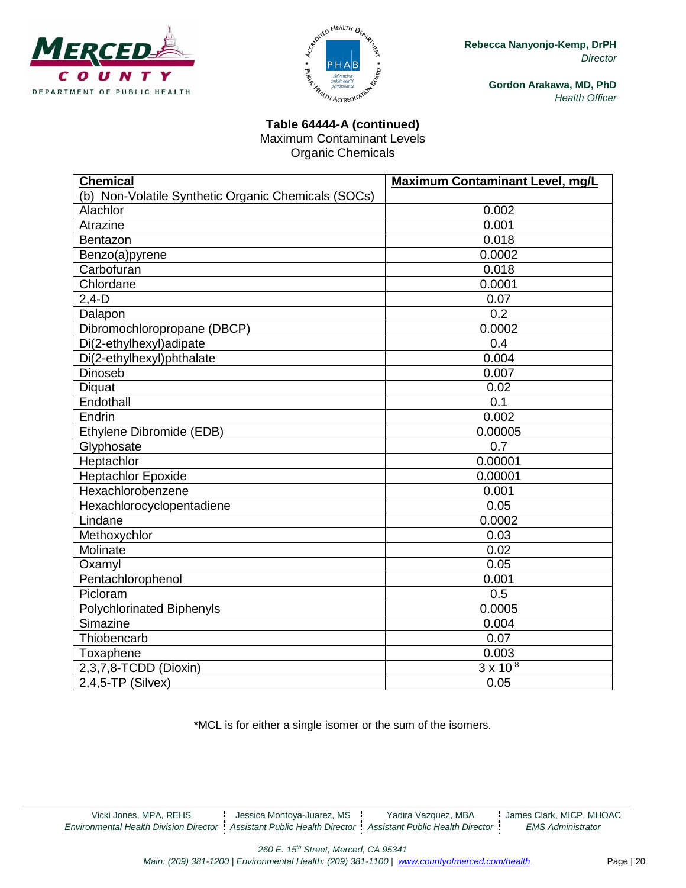**Table 64444-A (continued)**
Maximum Contaminant Levels
Organic Chemicals

| **Chemical** | **Maximum Contaminant Level, mg/L** |
|---|---|
| (b) Non-Volatile Synthetic Organic Chemicals (SOCs) | |
| Alachlor | 0.002 |
| Atrazine | 0.001 |
| Bentazon | 0.018 |
| Benzo(a)pyrene | 0.0002 |
| Carbofuran | 0.018 |
| Chlordane | 0.0001 |
| 2,4-D | 0.07 |
| Dalapon | 0.2 |
| Dibromochloropropane (DBCP) | 0.0002 |
| Di(2-ethylhexyl)adipate | 0.4 |
| Di(2-ethylhexyl)phthalate | 0.004 |
| Dinoseb | 0.007 |
| Diquat | 0.02 |
| Endothall | 0.1 |
| Endrin | 0.002 |
| Ethylene Dibromide (EDB) | 0.00005 |
| Glyphosate | 0.7 |
| Heptachlor | 0.00001 |
| Heptachlor Epoxide | 0.00001 |
| Hexachlorobenzene | 0.001 |
| Hexachlorocyclopentadiene | 0.05 |
| Lindane | 0.0002 |
| Methoxychlor | 0.03 |
| Molinate | 0.02 |
| Oxamyl | 0.05 |
| Pentachlorophenol | 0.001 |
| Picloram | 0.5 |
| Polychlorinated Biphenyls | 0.0005 |
| Simazine | 0.004 |
| Thiobencarb | 0.07 |
| Toxaphene | 0.003 |
| 2,3,7,8-TCDD (Dioxin) | $3 \times 10^{-8}$ |
| 2,4,5-TP (Silvex) | 0.05 |

*MCL is for either a single isomer or the sum of the isomers.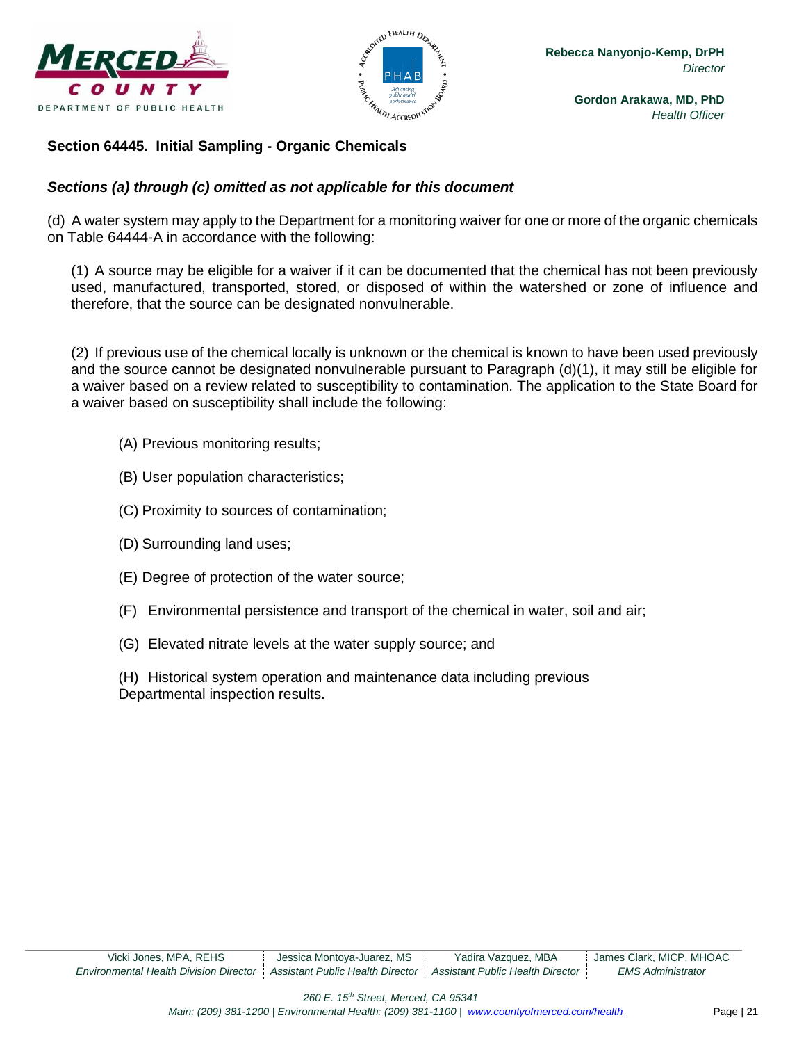### Section 64445. Initial Sampling - Organic Chemicals

***Sections (a) through (c) omitted as not applicable for this document***

(d) A water system may apply to the Department for a monitoring waiver for one or more of the organic chemicals on Table 64444-A in accordance with the following:

(1) A source may be eligible for a waiver if it can be documented that the chemical has not been previously used, manufactured, transported, stored, or disposed of within the watershed or zone of influence and therefore, that the source can be designated nonvulnerable.

(2) If previous use of the chemical locally is unknown or the chemical is known to have been used previously and the source cannot be designated nonvulnerable pursuant to Paragraph (d)(1), it may still be eligible for a waiver based on a review related to susceptibility to contamination. The application to the State Board for a waiver based on susceptibility shall include the following:

(A) Previous monitoring results;

(B) User population characteristics;

(C) Proximity to sources of contamination;

(D) Surrounding land uses;

(E) Degree of protection of the water source;

(F) Environmental persistence and transport of the chemical in water, soil and air;

(G) Elevated nitrate levels at the water supply source; and

(H) Historical system operation and maintenance data including previous Departmental inspection results.